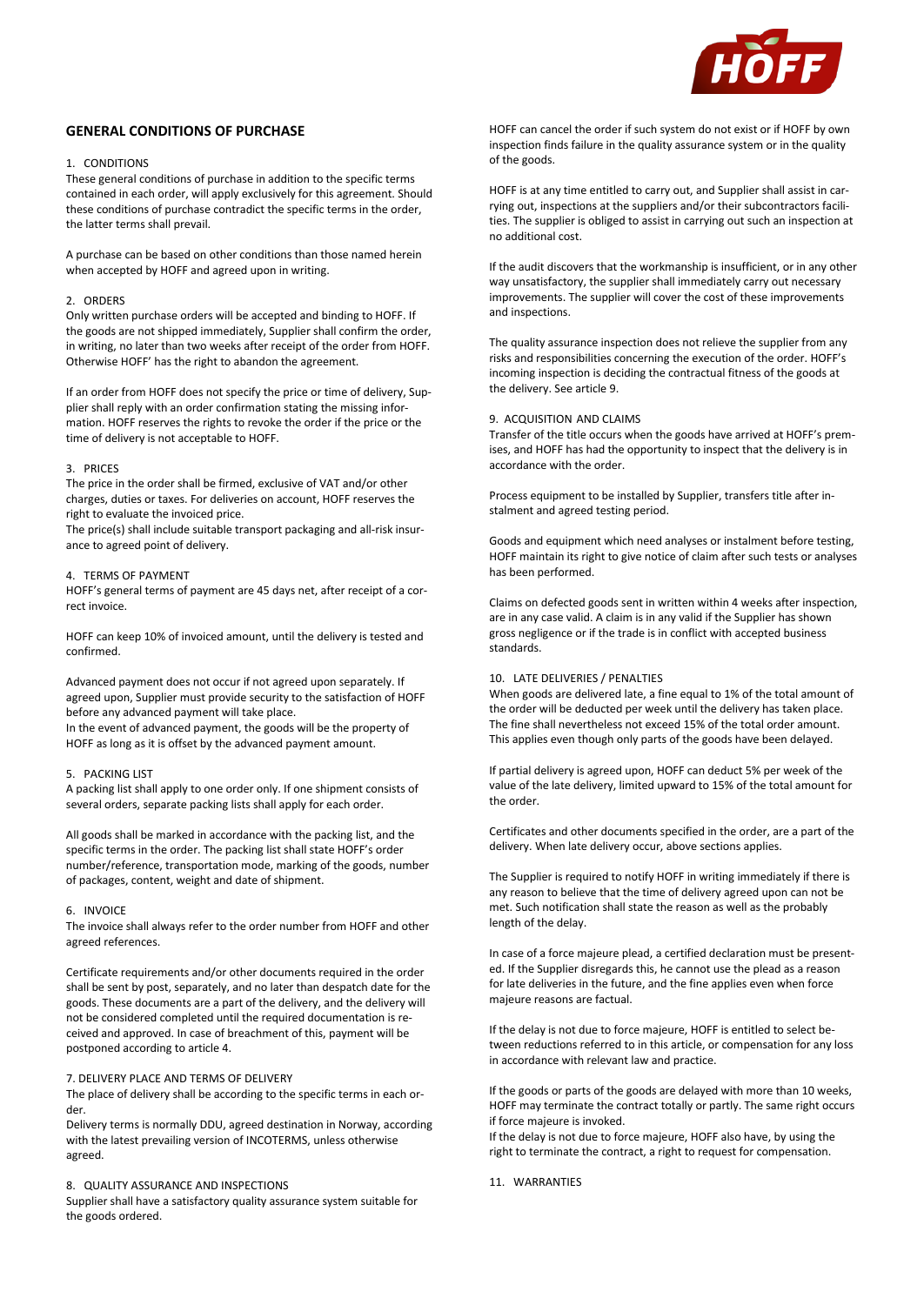# GENERAL CONDITIONS OF PURCHASE

## 1. CONDITIONS

These general conditions of purchase in addition to the specific terms contained in each order, will apply exclusively for this agreement. Should these conditions of purchase contradict the specific terms in the order, the latter terms shall prevail.

A purchase can be based on other conditions than those named herein when accepted by HOFF and agreed upon in writing.

## 2. ORDERS

Only written purchase orders will be accepted and binding to HOFF. If the goods are not shipped immediately, Supplier shall confirm the order, in writing, no later than two weeks after receipt of the order from HOFF. Otherwise HOFF' has the right to abandon the agreement.

If an order from HOFF does not specify the price or time of delivery, Supplier shall reply with an order confirmation stating the missing information. HOFF reserves the rights to revoke the order if the price or the time of delivery is not acceptable to HOFF.

## 3. PRICES

The price in the order shall be firmed, exclusive of VAT and/or other charges, duties or taxes. For deliveries on account, HOFF reserves the right to evaluate the invoiced price.

The price(s) shall include suitable transport packaging and all-risk insurance to agreed point of delivery.

## 4. TERMS OF PAYMENT

HOFF's general terms of payment are 45 days net, after receipt of a correct invoice.

HOFF can keep 10% of invoiced amount, until the delivery is tested and confirmed.

Advanced payment does not occur if not agreed upon separately. If agreed upon, Supplier must provide security to the satisfaction of HOFF before any advanced payment will take place.

In the event of advanced payment, the goods will be the property of HOFF as long as it is offset by the advanced payment amount.

## 5. PACKING LIST

A packing list shall apply to one order only. If one shipment consists of several orders, separate packing lists shall apply for each order.

All goods shall be marked in accordance with the packing list, and the specific terms in the order. The packing list shall state HOFF's order number/reference, transportation mode, marking of the goods, number of packages, content, weight and date of shipment.

## 6. INVOICE

The invoice shall always refer to the order number from HOFF and other agreed references.

Certificate requirements and/or other documents required in the order shall be sent by post, separately, and no later than despatch date for the goods. These documents are a part of the delivery, and the delivery will not be considered completed until the required documentation is received and approved. In case of breachment of this, payment will be postponed according to article 4.

## 7. DELIVERY PLACE AND TERMS OF DELIVERY

The place of delivery shall be according to the specific terms in each order.

Delivery terms is normally DDU, agreed destination in Norway, according with the latest prevailing version of INCOTERMS, unless otherwise agreed.

## 8. QUALITY ASSURANCE AND INSPECTIONS

Supplier shall have a satisfactory quality assurance system suitable for the goods ordered.

HOFF can cancel the order if such system do not exist or if HOFF by own inspection finds failure in the quality assurance system or in the quality of the goods.

HOFF is at any time entitled to carry out, and Supplier shall assist in carrying out, inspections at the suppliers and/or their subcontractors facilities. The supplier is obliged to assist in carrying out such an inspection at no additional cost.

If the audit discovers that the workmanship is insufficient, or in any other way unsatisfactory, the supplier shall immediately carry out necessary improvements. The supplier will cover the cost of these improvements and inspections.

The quality assurance inspection does not relieve the supplier from any risks and responsibilities concerning the execution of the order. HOFF's incoming inspection is deciding the contractual fitness of the goods at the delivery. See article 9.

## 9. ACQUISITION AND CLAIMS

Transfer of the title occurs when the goods have arrived at HOFF's premises, and HOFF has had the opportunity to inspect that the delivery is in accordance with the order.

Process equipment to be installed by Supplier, transfers title after instalment and agreed testing period.

Goods and equipment which need analyses or instalment before testing, HOFF maintain its right to give notice of claim after such tests or analyses has been performed.

Claims on defected goods sent in written within 4 weeks after inspection, are in any case valid. A claim is in any valid if the Supplier has shown gross negligence or if the trade is in conflict with accepted business standards.

## 10. LATE DELIVERIES / PENALTIES

When goods are delivered late, a fine equal to 1% of the total amount of the order will be deducted per week until the delivery has taken place. The fine shall nevertheless not exceed 15% of the total order amount. This applies even though only parts of the goods have been delayed.

If partial delivery is agreed upon, HOFF can deduct 5% per week of the value of the late delivery, limited upward to 15% of the total amount for the order.

Certificates and other documents specified in the order, are a part of the delivery. When late delivery occur, above sections applies.

The Supplier is required to notify HOFF in writing immediately if there is any reason to believe that the time of delivery agreed upon can not be met. Such notification shall state the reason as well as the probably length of the delay.

In case of a force majeure plead, a certified declaration must be presented. If the Supplier disregards this, he cannot use the plead as a reason for late deliveries in the future, and the fine applies even when force majeure reasons are factual.

If the delay is not due to force majeure, HOFF is entitled to select between reductions referred to in this article, or compensation for any loss in accordance with relevant law and practice.

If the goods or parts of the goods are delayed with more than 10 weeks, HOFF may terminate the contract totally or partly. The same right occurs if force majeure is invoked.

If the delay is not due to force majeure, HOFF also have, by using the right to terminate the contract, a right to request for compensation.

## 11. WARRANTIES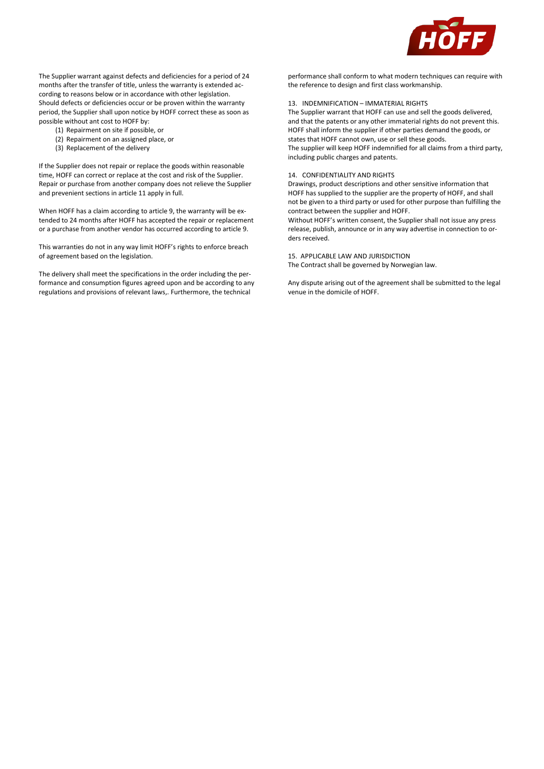The Supplier warrant against defects and deficiencies for a period of 24 months after the transfer of title, unless the warranty is extended according to reasons below or in accordance with other legislation. Should defects or deficiencies occur or be proven within the warranty period, the Supplier shall upon notice by HOFF correct these as soon as possible without ant cost to HOFF by:

(1) Repairment on site if possible, or
(2) Repairment on an assigned place, or
(3) Replacement of the delivery

If the Supplier does not repair or replace the goods within reasonable time, HOFF can correct or replace at the cost and risk of the Supplier. Repair or purchase from another company does not relieve the Supplier and prevenient sections in article 11 apply in full.

When HOFF has a claim according to article 9, the warranty will be extended to 24 months after HOFF has accepted the repair or replacement or a purchase from another vendor has occurred according to article 9.

This warranties do not in any way limit HOFF's rights to enforce breach of agreement based on the legislation.

The delivery shall meet the specifications in the order including the performance and consumption figures agreed upon and be according to any regulations and provisions of relevant laws,. Furthermore, the technical performance shall conform to what modern techniques can require with the reference to design and first class workmanship.

13. INDEMNIFICATION – IMMATERIAL RIGHTS

The Supplier warrant that HOFF can use and sell the goods delivered, and that the patents or any other immaterial rights do not prevent this. HOFF shall inform the supplier if other parties demand the goods, or states that HOFF cannot own, use or sell these goods.
The supplier will keep HOFF indemnified for all claims from a third party, including public charges and patents.

14. CONFIDENTIALITY AND RIGHTS

Drawings, product descriptions and other sensitive information that HOFF has supplied to the supplier are the property of HOFF, and shall not be given to a third party or used for other purpose than fulfilling the contract between the supplier and HOFF.
Without HOFF's written consent, the Supplier shall not issue any press release, publish, announce or in any way advertise in connection to orders received.

15. APPLICABLE LAW AND JURISDICTION

The Contract shall be governed by Norwegian law.

Any dispute arising out of the agreement shall be submitted to the legal venue in the domicile of HOFF.